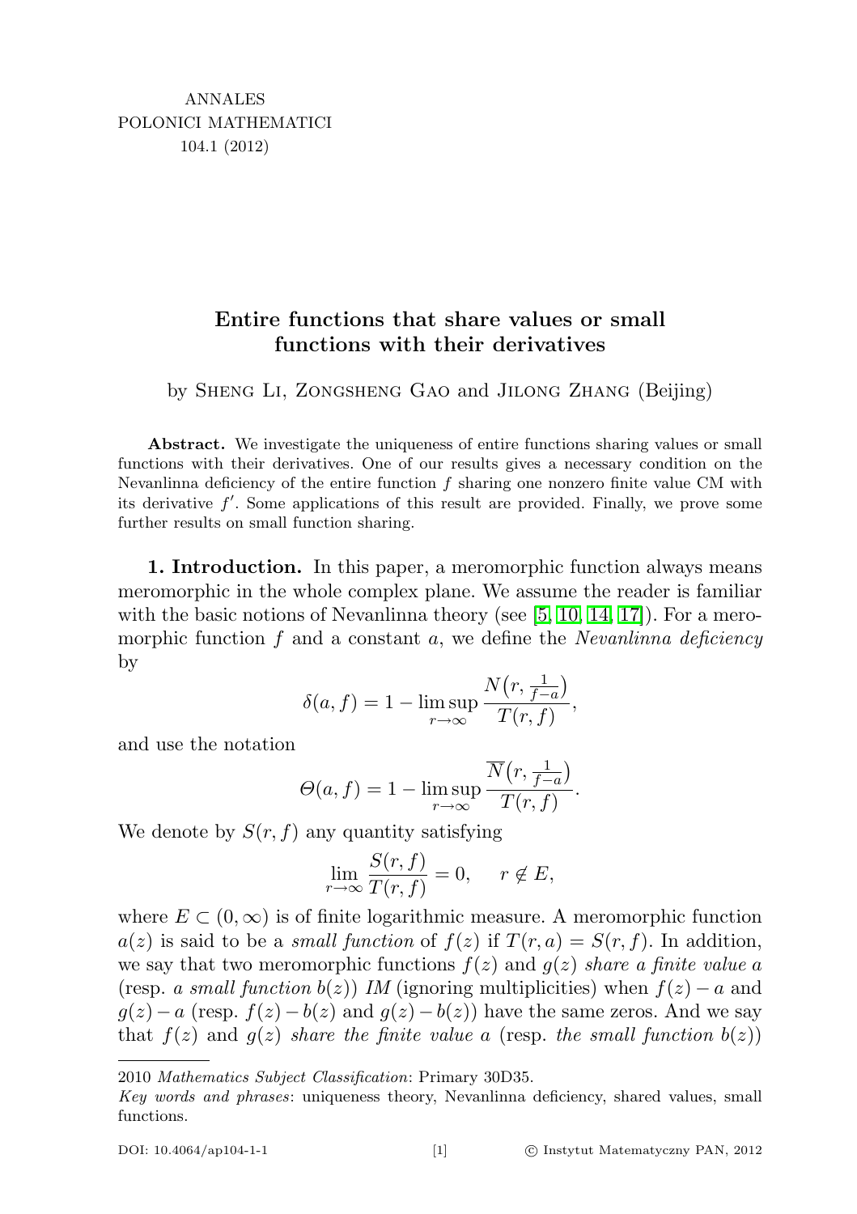ANNALES
POLONICI MATHEMATICI
104.1 (2012)

# Entire functions that share values or small functions with their derivatives

by Sheng Li, Zongsheng Gao and Jilong Zhang (Beijing)

**Abstract.** We investigate the uniqueness of entire functions sharing values or small functions with their derivatives. One of our results gives a necessary condition on the Nevanlinna deficiency of the entire function $f$ sharing one nonzero finite value CM with its derivative $f'$. Some applications of this result are provided. Finally, we prove some further results on small function sharing.

**1. Introduction.** In this paper, a meromorphic function always means meromorphic in the whole complex plane. We assume the reader is familiar with the basic notions of Nevanlinna theory (see [5, 10, 14, 17]). For a meromorphic function $f$ and a constant $a$, we define the *Nevanlinna deficiency* by

$$\delta(a,f) = 1 - \limsup_{r\to\infty} \frac{N\big(r, \frac{1}{f-a}\big)}{T(r,f)},$$

and use the notation

$$\Theta(a,f) = 1 - \limsup_{r\to\infty} \frac{\overline{N}\big(r, \frac{1}{f-a}\big)}{T(r,f)}.$$

We denote by $S(r,f)$ any quantity satisfying

$$\lim_{r\to\infty} \frac{S(r,f)}{T(r,f)} = 0, \qquad r \notin E,$$

where $E \subset (0,\infty)$ is of finite logarithmic measure. A meromorphic function $a(z)$ is said to be a *small function* of $f(z)$ if $T(r,a) = S(r,f)$. In addition, we say that two meromorphic functions $f(z)$ and $g(z)$ *share a finite value* $a$ (resp. *a small function* $b(z)$) *IM* (ignoring multiplicities) when $f(z) - a$ and $g(z) - a$ (resp. $f(z) - b(z)$ and $g(z) - b(z)$) have the same zeros. And we say that $f(z)$ and $g(z)$ *share the finite value* $a$ (resp. *the small function* $b(z)$)

---

2010 *Mathematics Subject Classification*: Primary 30D35.

*Key words and phrases*: uniqueness theory, Nevanlinna deficiency, shared values, small functions.

DOI: 10.4064/ap104-1-1 © Instytut Matematyczny PAN, 2012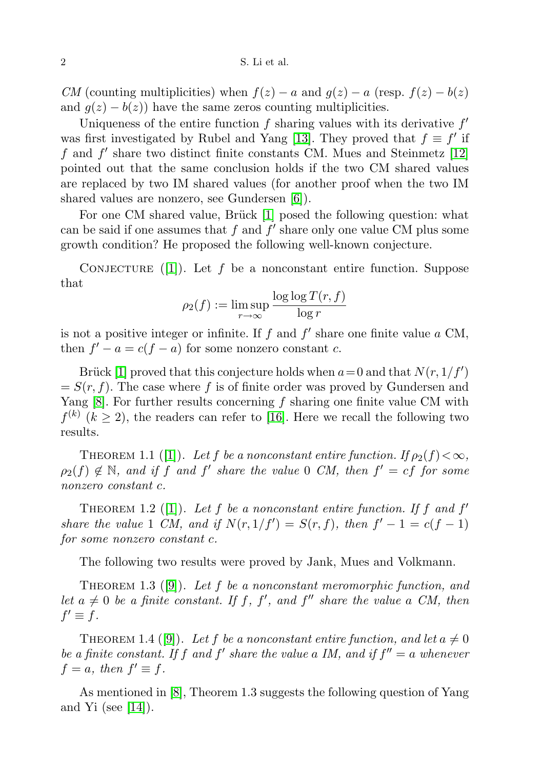*CM* (counting multiplicities) when $f(z) - a$ and $g(z) - a$ (resp. $f(z) - b(z)$ and $g(z) - b(z)$) have the same zeros counting multiplicities.

Uniqueness of the entire function $f$ sharing values with its derivative $f'$ was first investigated by Rubel and Yang [13]. They proved that $f \equiv f'$ if $f$ and $f'$ share two distinct finite constants CM. Mues and Steinmetz [12] pointed out that the same conclusion holds if the two CM shared values are replaced by two IM shared values (for another proof when the two IM shared values are nonzero, see Gundersen [6]).

For one CM shared value, Brück [1] posed the following question: what can be said if one assumes that $f$ and $f'$ share only one value CM plus some growth condition? He proposed the following well-known conjecture.

Conjecture ([1]). Let $f$ be a nonconstant entire function. Suppose that

$$\rho_2(f) := \limsup_{r\to\infty} \frac{\log\log T(r,f)}{\log r}$$

is not a positive integer or infinite. If $f$ and $f'$ share one finite value $a$ CM, then $f' - a = c(f - a)$ for some nonzero constant $c$.

Brück [1] proved that this conjecture holds when $a = 0$ and that $N(r, 1/f') = S(r, f)$. The case where $f$ is of finite order was proved by Gundersen and Yang [8]. For further results concerning $f$ sharing one finite value CM with $f^{(k)}$ $(k \geq 2)$, the readers can refer to [16]. Here we recall the following two results.

Theorem 1.1 ([1]). *Let $f$ be a nonconstant entire function. If $\rho_2(f) < \infty$, $\rho_2(f) \notin \mathbb{N}$, and if $f$ and $f'$ share the value $0$ CM, then $f' = cf$ for some nonzero constant $c$.*

Theorem 1.2 ([1]). *Let $f$ be a nonconstant entire function. If $f$ and $f'$ share the value $1$ CM, and if $N(r, 1/f') = S(r, f)$, then $f' - 1 = c(f - 1)$ for some nonzero constant $c$.*

The following two results were proved by Jank, Mues and Volkmann.

Theorem 1.3 ([9]). *Let $f$ be a nonconstant meromorphic function, and let $a \neq 0$ be a finite constant. If $f$, $f'$, and $f''$ share the value $a$ CM, then $f' \equiv f$.*

Theorem 1.4 ([9]). *Let $f$ be a nonconstant entire function, and let $a \neq 0$ be a finite constant. If $f$ and $f'$ share the value $a$ IM, and if $f'' = a$ whenever $f = a$, then $f' \equiv f$.*

As mentioned in [8], Theorem 1.3 suggests the following question of Yang and Yi (see [14]).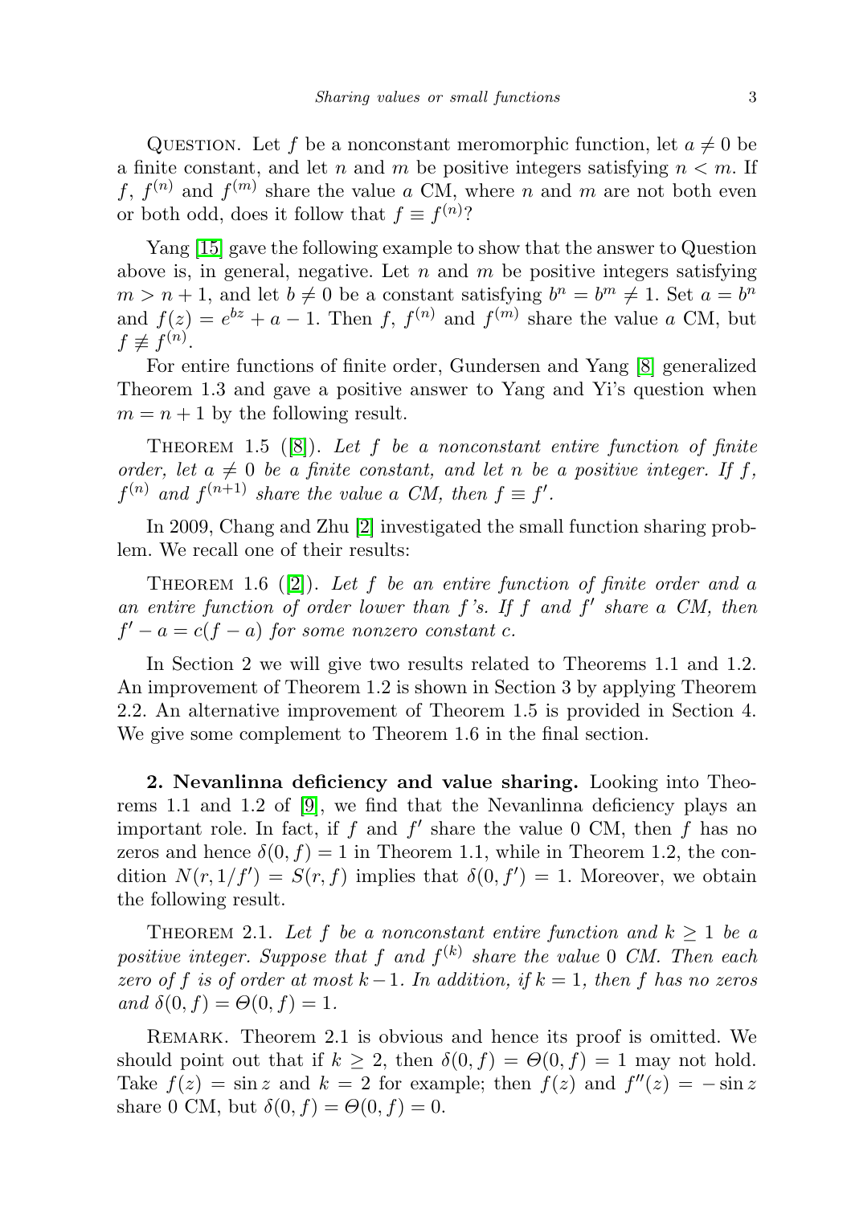Question. Let $f$ be a nonconstant meromorphic function, let $a \neq 0$ be a finite constant, and let $n$ and $m$ be positive integers satisfying $n < m$. If $f$, $f^{(n)}$ and $f^{(m)}$ share the value $a$ CM, where $n$ and $m$ are not both even or both odd, does it follow that $f \equiv f^{(n)}$?

Yang [15] gave the following example to show that the answer to Question above is, in general, negative. Let $n$ and $m$ be positive integers satisfying $m > n + 1$, and let $b \neq 0$ be a constant satisfying $b^n = b^m \neq 1$. Set $a = b^n$ and $f(z) = e^{bz} + a - 1$. Then $f$, $f^{(n)}$ and $f^{(m)}$ share the value $a$ CM, but $f \not\equiv f^{(n)}$.

For entire functions of finite order, Gundersen and Yang [8] generalized Theorem 1.3 and gave a positive answer to Yang and Yi's question when $m = n + 1$ by the following result.

Theorem 1.5 ([8]). *Let $f$ be a nonconstant entire function of finite order, let $a \neq 0$ be a finite constant, and let $n$ be a positive integer. If $f$, $f^{(n)}$ and $f^{(n+1)}$ share the value $a$ CM, then $f \equiv f'$.*

In 2009, Chang and Zhu [2] investigated the small function sharing problem. We recall one of their results:

Theorem 1.6 ([2]). *Let $f$ be an entire function of finite order and $a$ an entire function of order lower than $f$'s. If $f$ and $f'$ share $a$ CM, then $f' - a = c(f - a)$ for some nonzero constant $c$.*

In Section 2 we will give two results related to Theorems 1.1 and 1.2. An improvement of Theorem 1.2 is shown in Section 3 by applying Theorem 2.2. An alternative improvement of Theorem 1.5 is provided in Section 4. We give some complement to Theorem 1.6 in the final section.

## 2. Nevanlinna deficiency and value sharing.

Looking into Theorems 1.1 and 1.2 of [9], we find that the Nevanlinna deficiency plays an important role. In fact, if $f$ and $f'$ share the value 0 CM, then $f$ has no zeros and hence $\delta(0, f) = 1$ in Theorem 1.1, while in Theorem 1.2, the condition $N(r, 1/f') = S(r, f)$ implies that $\delta(0, f') = 1$. Moreover, we obtain the following result.

Theorem 2.1. *Let $f$ be a nonconstant entire function and $k \geq 1$ be a positive integer. Suppose that $f$ and $f^{(k)}$ share the value 0 CM. Then each zero of $f$ is of order at most $k - 1$. In addition, if $k = 1$, then $f$ has no zeros and $\delta(0, f) = \Theta(0, f) = 1$.*

Remark. Theorem 2.1 is obvious and hence its proof is omitted. We should point out that if $k \geq 2$, then $\delta(0, f) = \Theta(0, f) = 1$ may not hold. Take $f(z) = \sin z$ and $k = 2$ for example; then $f(z)$ and $f''(z) = -\sin z$ share 0 CM, but $\delta(0, f) = \Theta(0, f) = 0$.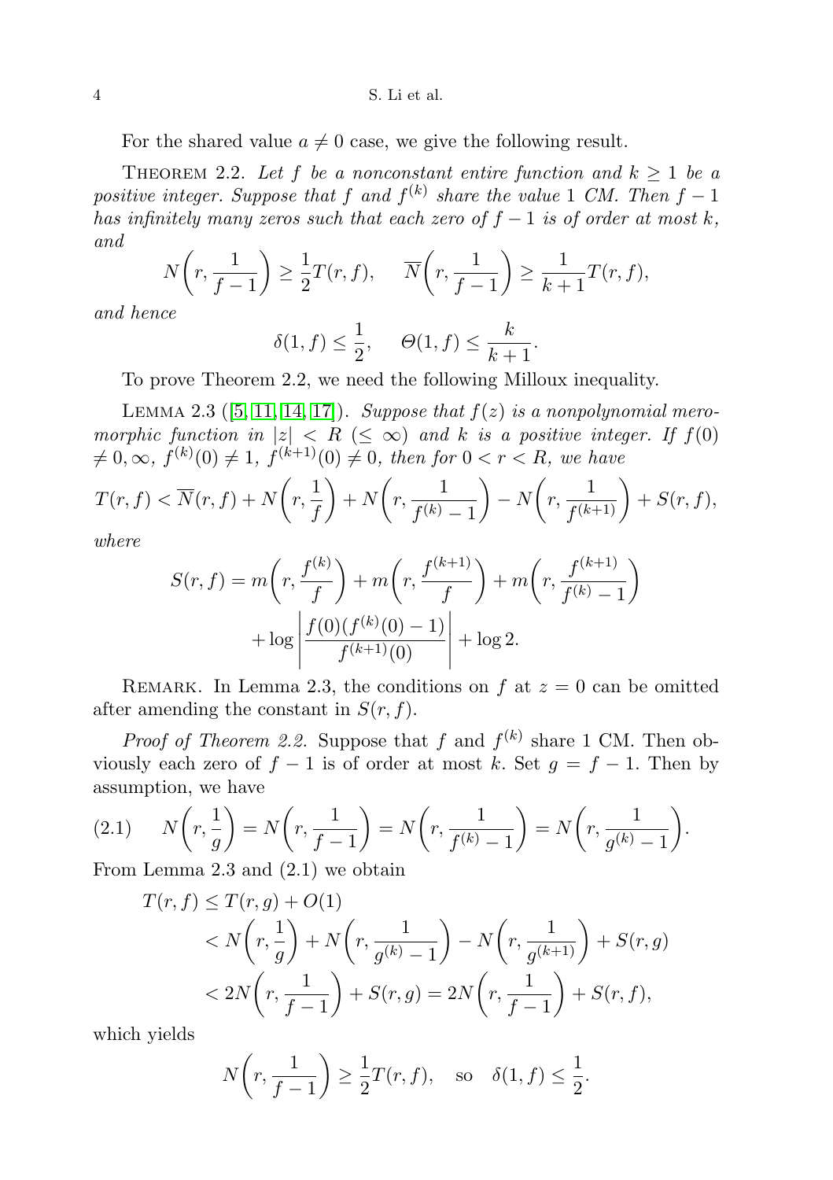For the shared value $a \neq 0$ case, we give the following result.

THEOREM 2.2. *Let $f$ be a nonconstant entire function and $k \geq 1$ be a positive integer. Suppose that $f$ and $f^{(k)}$ share the value 1 CM. Then $f-1$ has infinitely many zeros such that each zero of $f-1$ is of order at most $k$, and*

$$N\left(r, \frac{1}{f-1}\right) \geq \frac{1}{2} T(r, f), \quad \overline{N}\left(r, \frac{1}{f-1}\right) \geq \frac{1}{k+1} T(r, f),$$

*and hence*

$$\delta(1, f) \leq \frac{1}{2}, \quad \Theta(1, f) \leq \frac{k}{k+1}.$$

To prove Theorem 2.2, we need the following Milloux inequality.

LEMMA 2.3 ([5, 11, 14, 17]). *Suppose that $f(z)$ is a nonpolynomial meromorphic function in $|z| < R$ $(\leq \infty)$ and $k$ is a positive integer. If $f(0) \neq 0, \infty$, $f^{(k)}(0) \neq 1$, $f^{(k+1)}(0) \neq 0$, then for $0 < r < R$, we have*

$$T(r, f) < \overline{N}(r, f) + N\left(r, \frac{1}{f}\right) + N\left(r, \frac{1}{f^{(k)}-1}\right) - N\left(r, \frac{1}{f^{(k+1)}}\right) + S(r, f),$$

*where*

$$S(r, f) = m\left(r, \frac{f^{(k)}}{f}\right) + m\left(r, \frac{f^{(k+1)}}{f}\right) + m\left(r, \frac{f^{(k+1)}}{f^{(k)}-1}\right) + \log\left|\frac{f(0)(f^{(k)}(0)-1)}{f^{(k+1)}(0)}\right| + \log 2.$$

REMARK. In Lemma 2.3, the conditions on $f$ at $z=0$ can be omitted after amending the constant in $S(r, f)$.

*Proof of Theorem 2.2.* Suppose that $f$ and $f^{(k)}$ share 1 CM. Then obviously each zero of $f-1$ is of order at most $k$. Set $g = f-1$. Then by assumption, we have

$$N\left(r, \frac{1}{g}\right) = N\left(r, \frac{1}{f-1}\right) = N\left(r, \frac{1}{f^{(k)}-1}\right) = N\left(r, \frac{1}{g^{(k)}-1}\right). \tag{2.1}$$

From Lemma 2.3 and (2.1) we obtain

$$\begin{aligned} T(r, f) &\leq T(r, g) + O(1) \\ &< N\left(r, \frac{1}{g}\right) + N\left(r, \frac{1}{g^{(k)}-1}\right) - N\left(r, \frac{1}{g^{(k+1)}}\right) + S(r, g) \\ &< 2N\left(r, \frac{1}{f-1}\right) + S(r, g) = 2N\left(r, \frac{1}{f-1}\right) + S(r, f), \end{aligned}$$

which yields

$$N\left(r, \frac{1}{f-1}\right) \geq \frac{1}{2} T(r, f), \quad \text{so} \quad \delta(1, f) \leq \frac{1}{2}.$$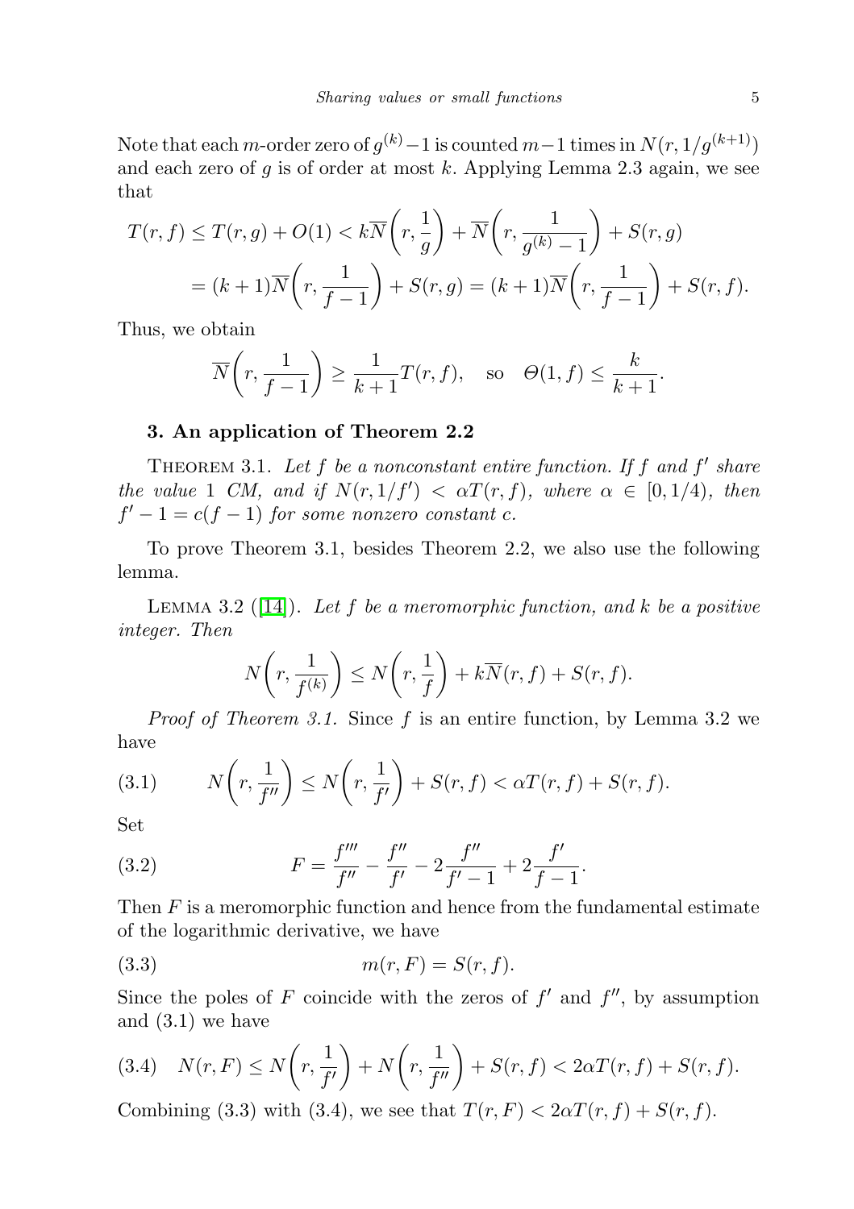Note that each $m$-order zero of $g^{(k)}-1$ is counted $m-1$ times in $N(r, 1/g^{(k+1)})$ and each zero of $g$ is of order at most $k$. Applying Lemma 2.3 again, we see that

$$
\begin{aligned}
T(r,f) &\le T(r,g) + O(1) < k\overline{N}\left(r, \frac{1}{g}\right) + \overline{N}\left(r, \frac{1}{g^{(k)}-1}\right) + S(r,g) \\
&= (k+1)\overline{N}\left(r, \frac{1}{f-1}\right) + S(r,g) = (k+1)\overline{N}\left(r, \frac{1}{f-1}\right) + S(r,f).
\end{aligned}
$$

Thus, we obtain

$$
\overline{N}\left(r, \frac{1}{f-1}\right) \ge \frac{1}{k+1}T(r,f), \quad \text{so} \quad \Theta(1,f) \le \frac{k}{k+1}.
$$

### 3. An application of Theorem 2.2

Theorem 3.1. *Let $f$ be a nonconstant entire function. If $f$ and $f'$ share the value 1 CM, and if $N(r, 1/f') < \alpha T(r,f)$, where $\alpha \in [0, 1/4)$, then $f' - 1 = c(f-1)$ for some nonzero constant $c$.*

To prove Theorem 3.1, besides Theorem 2.2, we also use the following lemma.

Lemma 3.2 ([14]). *Let $f$ be a meromorphic function, and $k$ be a positive integer. Then*

$$
N\left(r, \frac{1}{f^{(k)}}\right) \le N\left(r, \frac{1}{f}\right) + k\overline{N}(r,f) + S(r,f).
$$

*Proof of Theorem 3.1.* Since $f$ is an entire function, by Lemma 3.2 we have

$$
N\left(r, \frac{1}{f''}\right) \le N\left(r, \frac{1}{f'}\right) + S(r,f) < \alpha T(r,f) + S(r,f). \tag{3.1}
$$

Set

$$
F = \frac{f'''}{f''} - \frac{f''}{f'} - 2\frac{f''}{f'-1} + 2\frac{f'}{f-1}. \tag{3.2}
$$

Then $F$ is a meromorphic function and hence from the fundamental estimate of the logarithmic derivative, we have

$$
m(r,F) = S(r,f). \tag{3.3}
$$

Since the poles of $F$ coincide with the zeros of $f'$ and $f''$, by assumption and (3.1) we have

$$
N(r,F) \le N\left(r, \frac{1}{f'}\right) + N\left(r, \frac{1}{f''}\right) + S(r,f) < 2\alpha T(r,f) + S(r,f). \tag{3.4}
$$

Combining (3.3) with (3.4), we see that $T(r,F) < 2\alpha T(r,f) + S(r,f)$.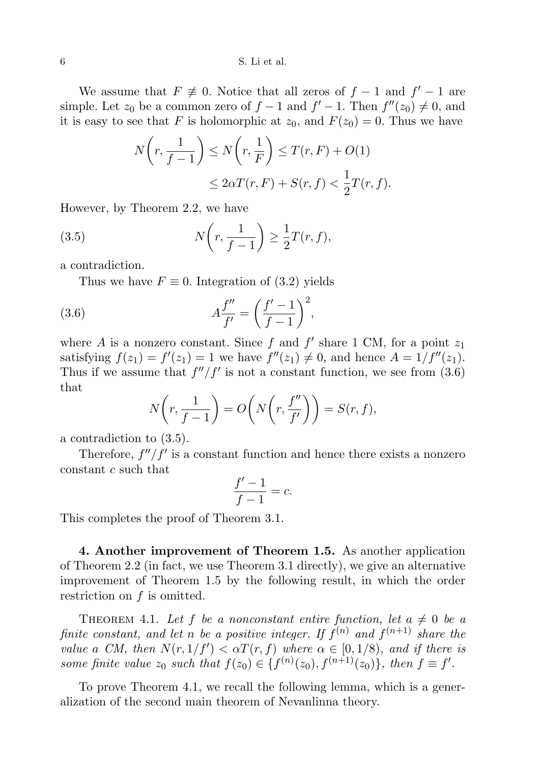We assume that $F \not\equiv 0$. Notice that all zeros of $f-1$ and $f'-1$ are simple. Let $z_0$ be a common zero of $f-1$ and $f'-1$. Then $f''(z_0) \neq 0$, and it is easy to see that $F$ is holomorphic at $z_0$, and $F(z_0)=0$. Thus we have

$$N\left(r, \frac{1}{f-1}\right) \leq N\left(r, \frac{1}{F}\right) \leq T(r,F) + O(1)$$
$$\leq 2\alpha T(r,F) + S(r,f) < \frac{1}{2}T(r,f).$$

However, by Theorem 2.2, we have

$$N\left(r, \frac{1}{f-1}\right) \geq \frac{1}{2}T(r,f), \tag{3.5}$$

a contradiction.

Thus we have $F \equiv 0$. Integration of (3.2) yields

$$A\frac{f''}{f'} = \left(\frac{f'-1}{f-1}\right)^2, \tag{3.6}$$

where $A$ is a nonzero constant. Since $f$ and $f'$ share 1 CM, for a point $z_1$ satisfying $f(z_1) = f'(z_1) = 1$ we have $f''(z_1) \neq 0$, and hence $A = 1/f''(z_1)$. Thus if we assume that $f''/f'$ is not a constant function, we see from (3.6) that

$$N\left(r, \frac{1}{f-1}\right) = O\left(N\left(r, \frac{f''}{f'}\right)\right) = S(r,f),$$

a contradiction to (3.5).

Therefore, $f''/f'$ is a constant function and hence there exists a nonzero constant $c$ such that

$$\frac{f'-1}{f-1} = c.$$

This completes the proof of Theorem 3.1.

**4. Another improvement of Theorem 1.5.** As another application of Theorem 2.2 (in fact, we use Theorem 3.1 directly), we give an alternative improvement of Theorem 1.5 by the following result, in which the order restriction on $f$ is omitted.

Theorem 4.1. *Let $f$ be a nonconstant entire function, let $a \neq 0$ be a finite constant, and let $n$ be a positive integer. If $f^{(n)}$ and $f^{(n+1)}$ share the value $a$ CM, then $N(r, 1/f') < \alpha T(r,f)$ where $\alpha \in [0, 1/8)$, and if there is some finite value $z_0$ such that $f(z_0) \in \{f^{(n)}(z_0), f^{(n+1)}(z_0)\}$, then $f \equiv f'$.*

To prove Theorem 4.1, we recall the following lemma, which is a generalization of the second main theorem of Nevanlinna theory.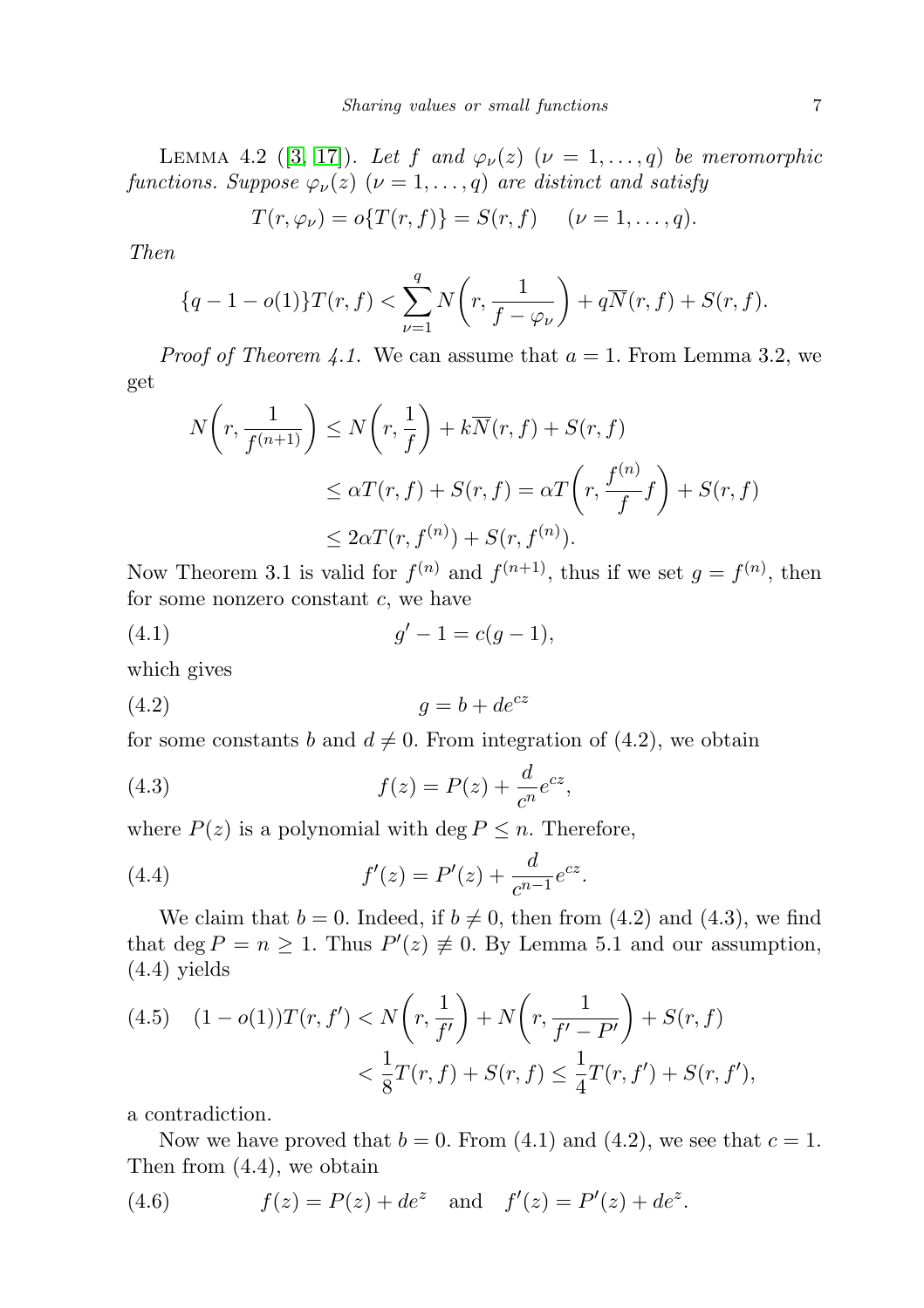Lemma 4.2 ([3, 17]). *Let $f$ and $\varphi_\nu(z)$ $(\nu = 1, \dots, q)$ be meromorphic functions. Suppose $\varphi_\nu(z)$ $(\nu = 1, \dots, q)$ are distinct and satisfy*

$$T(r, \varphi_\nu) = o\{T(r, f)\} = S(r, f) \quad (\nu = 1, \dots, q).$$

*Then*

$$\{q - 1 - o(1)\}T(r, f) < \sum_{\nu=1}^{q} N\left(r, \frac{1}{f - \varphi_\nu}\right) + q\overline{N}(r, f) + S(r, f).$$

*Proof of Theorem 4.1.* We can assume that $a = 1$. From Lemma 3.2, we get

$$\begin{aligned}
N\left(r, \frac{1}{f^{(n+1)}}\right) &\leq N\left(r, \frac{1}{f}\right) + k\overline{N}(r, f) + S(r, f) \\
&\leq \alpha T(r, f) + S(r, f) = \alpha T\left(r, \frac{f^{(n)}}{f} f\right) + S(r, f) \\
&\leq 2\alpha T(r, f^{(n)}) + S(r, f^{(n)}).
\end{aligned}$$

Now Theorem 3.1 is valid for $f^{(n)}$ and $f^{(n+1)}$, thus if we set $g = f^{(n)}$, then for some nonzero constant $c$, we have

$$g' - 1 = c(g - 1), \tag{4.1}$$

which gives

$$g = b + de^{cz} \tag{4.2}$$

for some constants $b$ and $d \neq 0$. From integration of (4.2), we obtain

$$f(z) = P(z) + \frac{d}{c^n} e^{cz}, \tag{4.3}$$

where $P(z)$ is a polynomial with $\deg P \leq n$. Therefore,

$$f'(z) = P'(z) + \frac{d}{c^{n-1}} e^{cz}. \tag{4.4}$$

We claim that $b = 0$. Indeed, if $b \neq 0$, then from (4.2) and (4.3), we find that $\deg P = n \geq 1$. Thus $P'(z) \not\equiv 0$. By Lemma 5.1 and our assumption, (4.4) yields

$$\begin{aligned}
(1 - o(1))T(r, f') &< N\left(r, \frac{1}{f'}\right) + N\left(r, \frac{1}{f' - P'}\right) + S(r, f) \\
&< \frac{1}{8} T(r, f) + S(r, f) \leq \frac{1}{4} T(r, f') + S(r, f'),
\end{aligned} \tag{4.5}$$

a contradiction.

Now we have proved that $b = 0$. From (4.1) and (4.2), we see that $c = 1$. Then from (4.4), we obtain

$$f(z) = P(z) + de^z \quad \text{and} \quad f'(z) = P'(z) + de^z. \tag{4.6}$$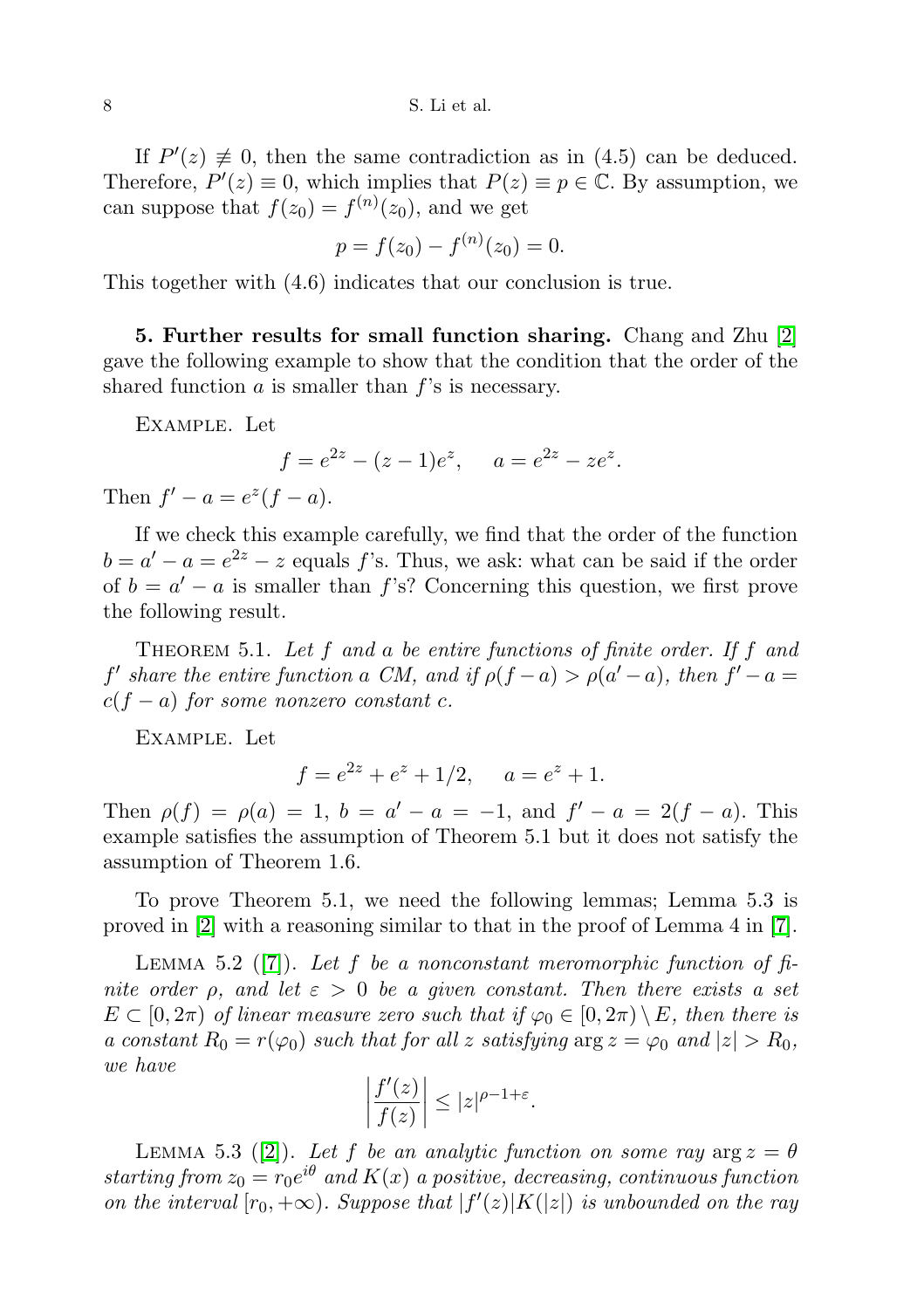If $P'(z) \not\equiv 0$, then the same contradiction as in (4.5) can be deduced. Therefore, $P'(z) \equiv 0$, which implies that $P(z) \equiv p \in \mathbb{C}$. By assumption, we can suppose that $f(z_0) = f^{(n)}(z_0)$, and we get

$$p = f(z_0) - f^{(n)}(z_0) = 0.$$

This together with (4.6) indicates that our conclusion is true.

**5. Further results for small function sharing.** Chang and Zhu [2] gave the following example to show that the condition that the order of the shared function $a$ is smaller than $f$'s is necessary.

Example. Let

$$f = e^{2z} - (z-1)e^z, \qquad a = e^{2z} - ze^z.$$

Then $f' - a = e^z(f - a)$.

If we check this example carefully, we find that the order of the function $b = a' - a = e^{2z} - z$ equals $f$'s. Thus, we ask: what can be said if the order of $b = a' - a$ is smaller than $f$'s? Concerning this question, we first prove the following result.

Theorem 5.1. *Let $f$ and $a$ be entire functions of finite order. If $f$ and $f'$ share the entire function $a$ CM, and if $\rho(f-a) > \rho(a'-a)$, then $f' - a = c(f-a)$ for some nonzero constant $c$.*

Example. Let

$$f = e^{2z} + e^z + 1/2, \qquad a = e^z + 1.$$

Then $\rho(f) = \rho(a) = 1$, $b = a' - a = -1$, and $f' - a = 2(f - a)$. This example satisfies the assumption of Theorem 5.1 but it does not satisfy the assumption of Theorem 1.6.

To prove Theorem 5.1, we need the following lemmas; Lemma 5.3 is proved in [2] with a reasoning similar to that in the proof of Lemma 4 in [7].

Lemma 5.2 ([7]). *Let $f$ be a nonconstant meromorphic function of finite order $\rho$, and let $\varepsilon > 0$ be a given constant. Then there exists a set $E \subset [0, 2\pi)$ of linear measure zero such that if $\varphi_0 \in [0, 2\pi) \setminus E$, then there is a constant $R_0 = r(\varphi_0)$ such that for all $z$ satisfying $\arg z = \varphi_0$ and $|z| > R_0$, we have*

$$\left|\frac{f'(z)}{f(z)}\right| \le |z|^{\rho - 1 + \varepsilon}.$$

Lemma 5.3 ([2]). *Let $f$ be an analytic function on some ray $\arg z = \theta$ starting from $z_0 = r_0 e^{i\theta}$ and $K(x)$ a positive, decreasing, continuous function on the interval $[r_0, +\infty)$. Suppose that $|f'(z)|K(|z|)$ is unbounded on the ray*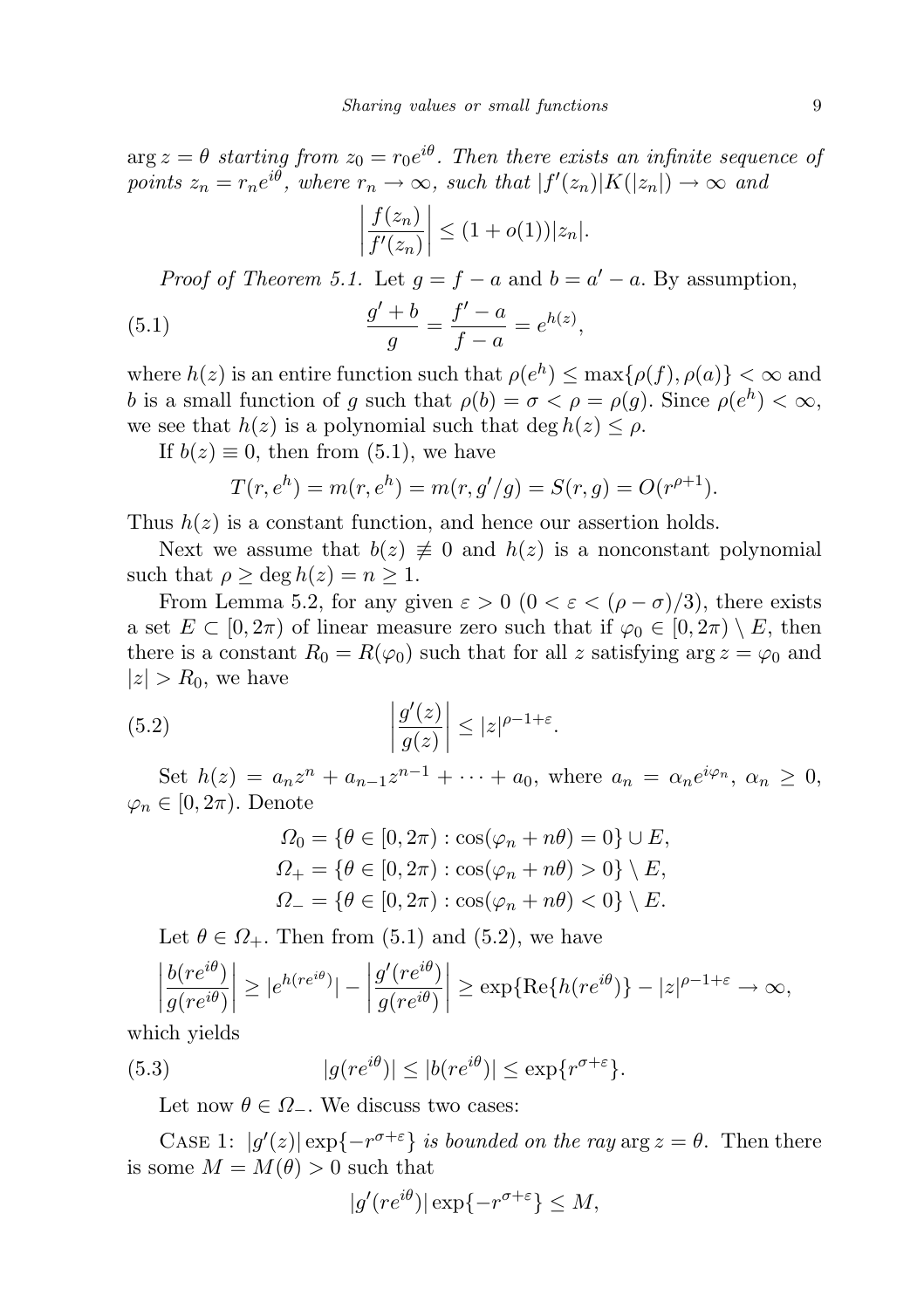$\arg z = \theta$ *starting from* $z_0 = r_0 e^{i\theta}$. *Then there exists an infinite sequence of points* $z_n = r_n e^{i\theta}$, *where* $r_n \to \infty$, *such that* $|f'(z_n)|K(|z_n|) \to \infty$ *and*

$$\left|\frac{f(z_n)}{f'(z_n)}\right| \le (1 + o(1))|z_n|.$$

*Proof of Theorem 5.1.* Let $g = f - a$ and $b = a' - a$. By assumption,

$$\frac{g' + b}{g} = \frac{f' - a}{f - a} = e^{h(z)}, \tag{5.1}$$

where $h(z)$ is an entire function such that $\rho(e^h) \le \max\{\rho(f), \rho(a)\} < \infty$ and $b$ is a small function of $g$ such that $\rho(b) = \sigma < \rho = \rho(g)$. Since $\rho(e^h) < \infty$, we see that $h(z)$ is a polynomial such that $\deg h(z) \le \rho$.

If $b(z) \equiv 0$, then from (5.1), we have

$$T(r, e^h) = m(r, e^h) = m(r, g'/g) = S(r, g) = O(r^{\rho+1}).$$

Thus $h(z)$ is a constant function, and hence our assertion holds.

Next we assume that $b(z) \not\equiv 0$ and $h(z)$ is a nonconstant polynomial such that $\rho \ge \deg h(z) = n \ge 1$.

From Lemma 5.2, for any given $\varepsilon > 0$ $(0 < \varepsilon < (\rho - \sigma)/3)$, there exists a set $E \subset [0, 2\pi)$ of linear measure zero such that if $\varphi_0 \in [0, 2\pi) \setminus E$, then there is a constant $R_0 = R(\varphi_0)$ such that for all $z$ satisfying $\arg z = \varphi_0$ and $|z| > R_0$, we have

$$\left|\frac{g'(z)}{g(z)}\right| \le |z|^{\rho - 1 + \varepsilon}. \tag{5.2}$$

Set $h(z) = a_n z^n + a_{n-1} z^{n-1} + \cdots + a_0$, where $a_n = \alpha_n e^{i\varphi_n}$, $\alpha_n \ge 0$, $\varphi_n \in [0, 2\pi)$. Denote

$$\begin{aligned}
\Omega_0 &= \{\theta \in [0, 2\pi) : \cos(\varphi_n + n\theta) = 0\} \cup E,\\
\Omega_+ &= \{\theta \in [0, 2\pi) : \cos(\varphi_n + n\theta) > 0\} \setminus E,\\
\Omega_- &= \{\theta \in [0, 2\pi) : \cos(\varphi_n + n\theta) < 0\} \setminus E.
\end{aligned}$$

Let $\theta \in \Omega_+$. Then from (5.1) and (5.2), we have

$$\left|\frac{b(re^{i\theta})}{g(re^{i\theta})}\right| \ge |e^{h(re^{i\theta})}| - \left|\frac{g'(re^{i\theta})}{g(re^{i\theta})}\right| \ge \exp\{\mathrm{Re}\{h(re^{i\theta})\} - |z|^{\rho-1+\varepsilon} \to \infty,$$

which yields

$$|g(re^{i\theta})| \le |b(re^{i\theta})| \le \exp\{r^{\sigma+\varepsilon}\}. \tag{5.3}$$

Let now $\theta \in \Omega_-$. We discuss two cases:

Case 1: $|g'(z)| \exp\{-r^{\sigma+\varepsilon}\}$ *is bounded on the ray* $\arg z = \theta$. Then there is some $M = M(\theta) > 0$ such that

$$|g'(re^{i\theta})| \exp\{-r^{\sigma+\varepsilon}\} \le M,$$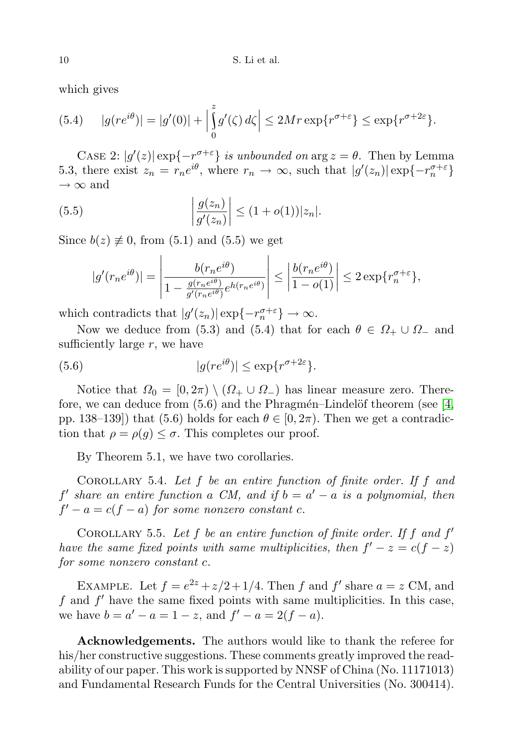which gives

$$(5.4)\qquad |g(re^{i\theta})| = |g'(0)| + \left|\int_0^z g'(\zeta)\,d\zeta\right| \le 2Mr\exp\{r^{\sigma+\varepsilon}\} \le \exp\{r^{\sigma+2\varepsilon}\}.$$

CASE 2: *$|g'(z)|\exp\{-r^{\sigma+\varepsilon}\}$ is unbounded on $\arg z = \theta$.* Then by Lemma 5.3, there exist $z_n = r_n e^{i\theta}$, where $r_n \to \infty$, such that $|g'(z_n)|\exp\{-r_n^{\sigma+\varepsilon}\} \to \infty$ and

$$(5.5)\qquad \left|\frac{g(z_n)}{g'(z_n)}\right| \le (1+o(1))|z_n|.$$

Since $b(z) \not\equiv 0$, from (5.1) and (5.5) we get

$$|g'(r_n e^{i\theta})| = \left|\frac{b(r_n e^{i\theta})}{1 - \frac{g(r_n e^{i\theta})}{g'(r_n e^{i\theta})}e^{h(r_n e^{i\theta})}}\right| \le \left|\frac{b(r_n e^{i\theta})}{1-o(1)}\right| \le 2\exp\{r_n^{\sigma+\varepsilon}\},$$

which contradicts that $|g'(z_n)|\exp\{-r_n^{\sigma+\varepsilon}\} \to \infty$.

Now we deduce from (5.3) and (5.4) that for each $\theta \in \Omega_+ \cup \Omega_-$ and sufficiently large $r$, we have

$$(5.6)\qquad |g(re^{i\theta})| \le \exp\{r^{\sigma+2\varepsilon}\}.$$

Notice that $\Omega_0 = [0, 2\pi) \setminus (\Omega_+ \cup \Omega_-)$ has linear measure zero. Therefore, we can deduce from (5.6) and the Phragmén–Lindelöf theorem (see [4, pp. 138–139]) that (5.6) holds for each $\theta \in [0, 2\pi)$. Then we get a contradiction that $\rho = \rho(g) \le \sigma$. This completes our proof.

By Theorem 5.1, we have two corollaries.

COROLLARY 5.4. *Let $f$ be an entire function of finite order. If $f$ and $f'$ share an entire function $a$ CM, and if $b = a' - a$ is a polynomial, then $f' - a = c(f - a)$ for some nonzero constant $c$.*

COROLLARY 5.5. *Let $f$ be an entire function of finite order. If $f$ and $f'$ have the same fixed points with same multiplicities, then $f' - z = c(f - z)$ for some nonzero constant $c$.*

EXAMPLE. Let $f = e^{2z} + z/2 + 1/4$. Then $f$ and $f'$ share $a = z$ CM, and $f$ and $f'$ have the same fixed points with same multiplicities. In this case, we have $b = a' - a = 1 - z$, and $f' - a = 2(f - a)$.

**Acknowledgements.** The authors would like to thank the referee for his/her constructive suggestions. These comments greatly improved the readability of our paper. This work is supported by NNSF of China (No. 11171013) and Fundamental Research Funds for the Central Universities (No. 300414).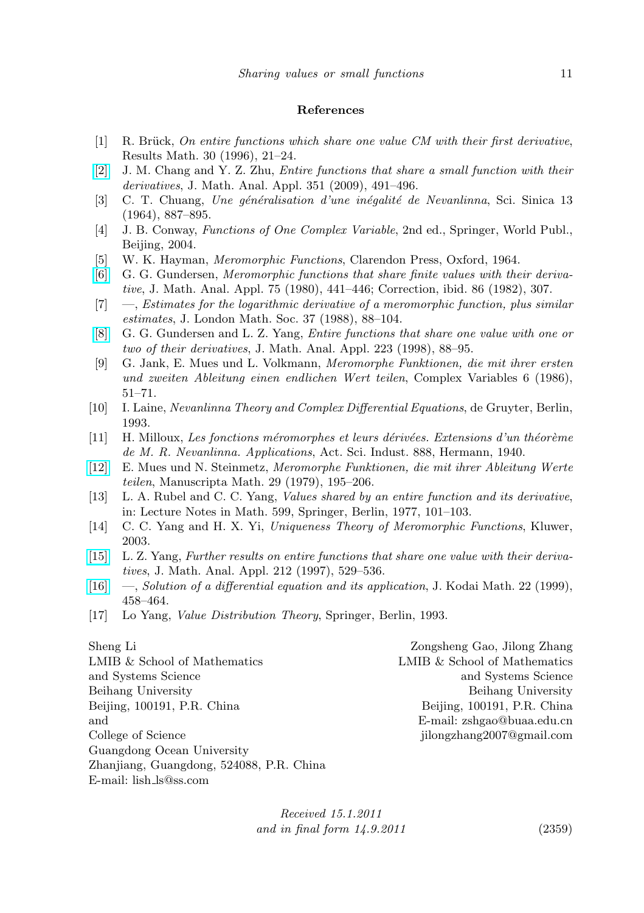## References

[1] R. Brück, *On entire functions which share one value CM with their first derivative*, Results Math. 30 (1996), 21–24.

[2] J. M. Chang and Y. Z. Zhu, *Entire functions that share a small function with their derivatives*, J. Math. Anal. Appl. 351 (2009), 491–496.

[3] C. T. Chuang, *Une généralisation d'une inégalité de Nevanlinna*, Sci. Sinica 13 (1964), 887–895.

[4] J. B. Conway, *Functions of One Complex Variable*, 2nd ed., Springer, World Publ., Beijing, 2004.

[5] W. K. Hayman, *Meromorphic Functions*, Clarendon Press, Oxford, 1964.

[6] G. G. Gundersen, *Meromorphic functions that share finite values with their derivative*, J. Math. Anal. Appl. 75 (1980), 441–446; Correction, ibid. 86 (1982), 307.

[7] —, *Estimates for the logarithmic derivative of a meromorphic function, plus similar estimates*, J. London Math. Soc. 37 (1988), 88–104.

[8] G. G. Gundersen and L. Z. Yang, *Entire functions that share one value with one or two of their derivatives*, J. Math. Anal. Appl. 223 (1998), 88–95.

[9] G. Jank, E. Mues und L. Volkmann, *Meromorphe Funktionen, die mit ihrer ersten und zweiten Ableitung einen endlichen Wert teilen*, Complex Variables 6 (1986), 51–71.

[10] I. Laine, *Nevanlinna Theory and Complex Differential Equations*, de Gruyter, Berlin, 1993.

[11] H. Milloux, *Les fonctions méromorphes et leurs dérivées. Extensions d'un théorème de M. R. Nevanlinna. Applications*, Act. Sci. Indust. 888, Hermann, 1940.

[12] E. Mues und N. Steinmetz, *Meromorphe Funktionen, die mit ihrer Ableitung Werte teilen*, Manuscripta Math. 29 (1979), 195–206.

[13] L. A. Rubel and C. C. Yang, *Values shared by an entire function and its derivative*, in: Lecture Notes in Math. 599, Springer, Berlin, 1977, 101–103.

[14] C. C. Yang and H. X. Yi, *Uniqueness Theory of Meromorphic Functions*, Kluwer, 2003.

[15] L. Z. Yang, *Further results on entire functions that share one value with their derivatives*, J. Math. Anal. Appl. 212 (1997), 529–536.

[16] —, *Solution of a differential equation and its application*, J. Kodai Math. 22 (1999), 458–464.

[17] Lo Yang, *Value Distribution Theory*, Springer, Berlin, 1993.

Sheng Li
LMIB & School of Mathematics
and Systems Science
Beihang University
Beijing, 100191, P.R. China
and
College of Science
Guangdong Ocean University
Zhanjiang, Guangdong, 524088, P.R. China
E-mail: lish_ls@ss.com

Zongsheng Gao, Jilong Zhang
LMIB & School of Mathematics
and Systems Science
Beihang University
Beijing, 100191, P.R. China
E-mail: zshgao@buaa.edu.cn
jilongzhang2007@gmail.com

*Received 15.1.2011*
*and in final form 14.9.2011* (2359)